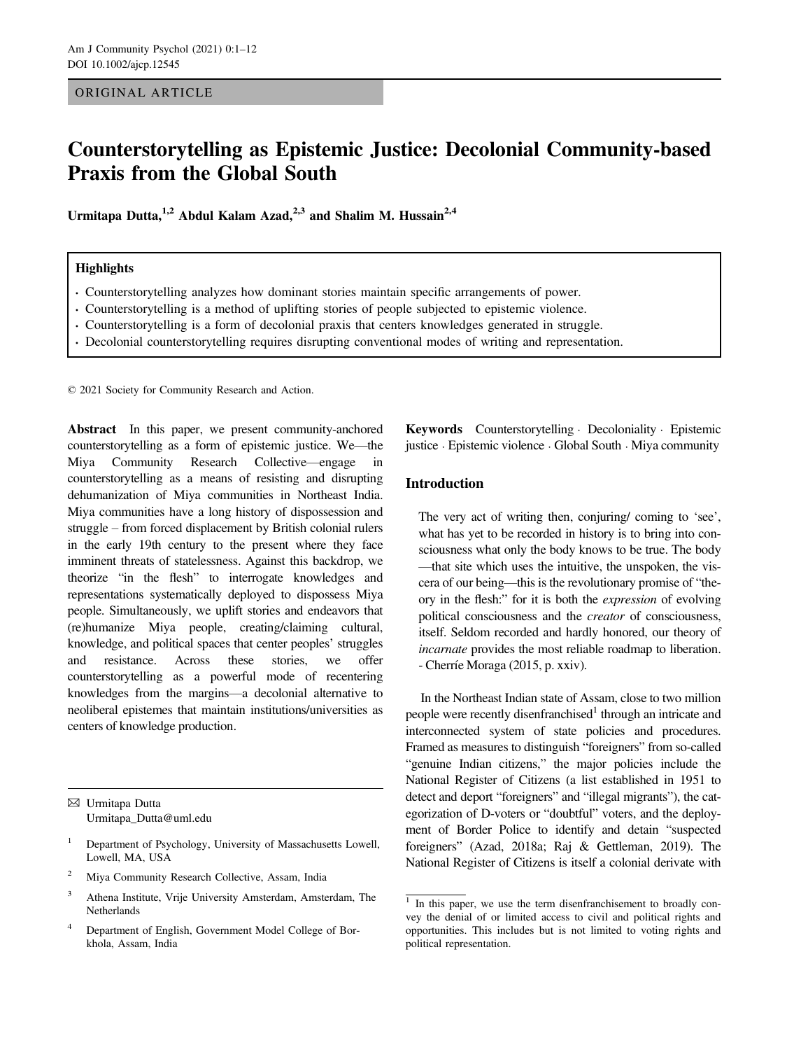ORIGINAL ARTICLE

# Counterstorytelling as Epistemic Justice: Decolonial Community-based Praxis from the Global South

**Urmitapa Dutta,[1,2] Abdul Kalam Azad,[2,3] and Shalim M. Hussain[2,4]**

### Highlights

- Counterstorytelling analyzes how dominant stories maintain specific arrangements of power.
- Counterstorytelling is a method of uplifting stories of people subjected to epistemic violence.
- Counterstorytelling is a form of decolonial praxis that centers knowledges generated in struggle.
- Decolonial counterstorytelling requires disrupting conventional modes of writing and representation.

© 2021 Society for Community Research and Action.

**Abstract** In this paper, we present community-anchored counterstorytelling as a form of epistemic justice. We—the Miya Community Research Collective—engage in counterstorytelling as a means of resisting and disrupting dehumanization of Miya communities in Northeast India. Miya communities have a long history of dispossession and struggle – from forced displacement by British colonial rulers in the early 19th century to the present where they face imminent threats of statelessness. Against this backdrop, we theorize "in the flesh" to interrogate knowledges and representations systematically deployed to dispossess Miya people. Simultaneously, we uplift stories and endeavors that (re)humanize Miya people, creating/claiming cultural, knowledge, and political spaces that center peoples' struggles and resistance. Across these stories, we offer counterstorytelling as a powerful mode of recentering knowledges from the margins—a decolonial alternative to neoliberal epistemes that maintain institutions/universities as centers of knowledge production.

**Keywords** Counterstorytelling · Decoloniality · Epistemic justice · Epistemic violence · Global South · Miya community

✉ Urmitapa Dutta
Urmitapa_Dutta@uml.edu

[1] Department of Psychology, University of Massachusetts Lowell, Lowell, MA, USA

[2] Miya Community Research Collective, Assam, India

[3] Athena Institute, Vrije University Amsterdam, Amsterdam, The Netherlands

[4] Department of English, Government Model College of Borkhola, Assam, India

## Introduction

> The very act of writing then, conjuring/ coming to 'see', what has yet to be recorded in history is to bring into consciousness what only the body knows to be true. The body—that site which uses the intuitive, the unspoken, the viscera of our being—this is the revolutionary promise of "theory in the flesh:" for it is both the *expression* of evolving political consciousness and the *creator* of consciousness, itself. Seldom recorded and hardly honored, our theory of *incarnate* provides the most reliable roadmap to liberation.
> - Cherríe Moraga (2015, p. xxiv).

In the Northeast Indian state of Assam, close to two million people were recently disenfranchised[1] through an intricate and interconnected system of state policies and procedures. Framed as measures to distinguish "foreigners" from so-called "genuine Indian citizens," the major policies include the National Register of Citizens (a list established in 1951 to detect and deport "foreigners" and "illegal migrants"), the categorization of D-voters or "doubtful" voters, and the deployment of Border Police to identify and detain "suspected foreigners" (Azad, 2018a; Raj & Gettleman, 2019). The National Register of Citizens is itself a colonial derivate with

[1] In this paper, we use the term disenfranchisement to broadly convey the denial of or limited access to civil and political rights and opportunities. This includes but is not limited to voting rights and political representation.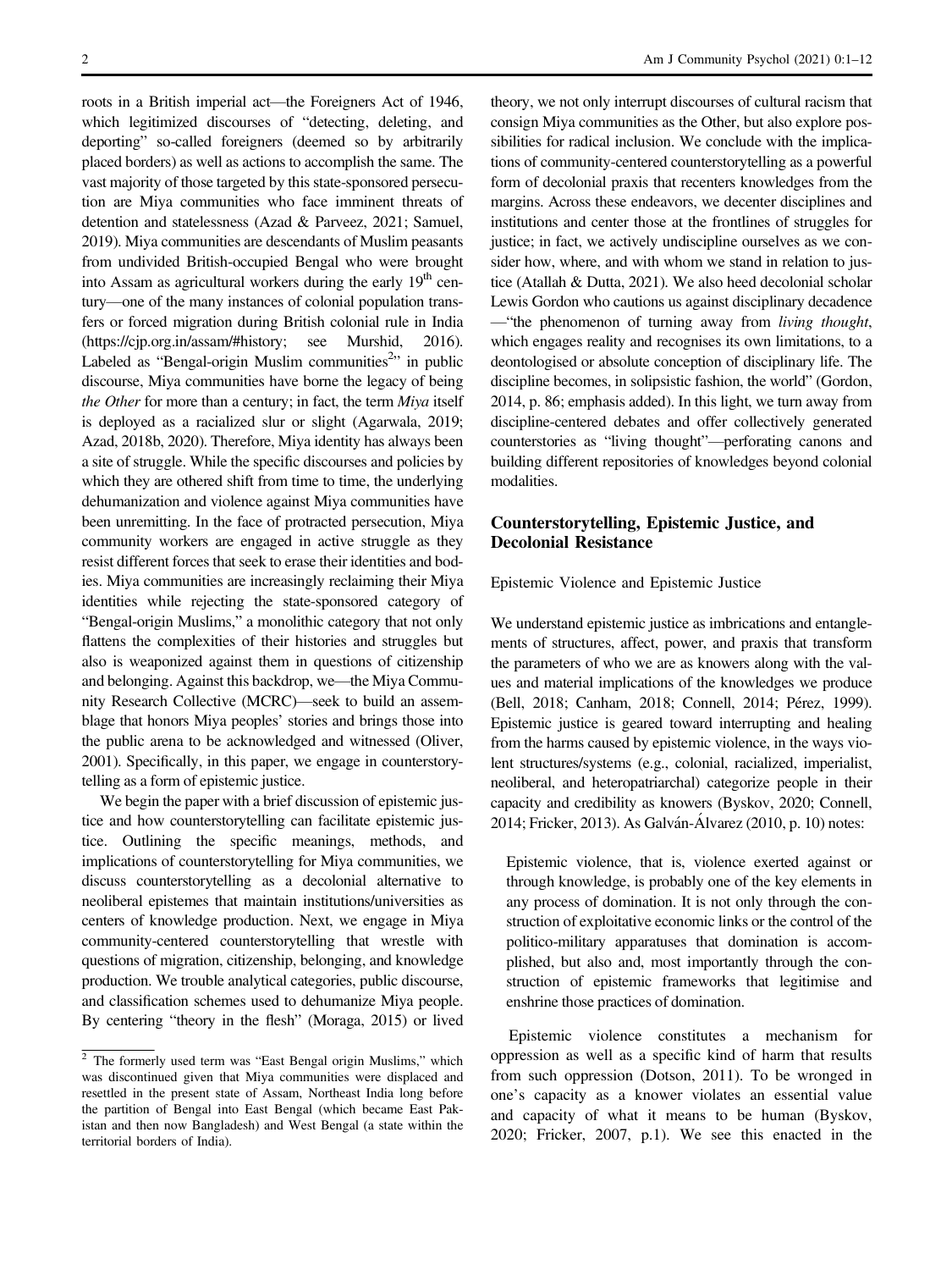roots in a British imperial act—the Foreigners Act of 1946, which legitimized discourses of "detecting, deleting, and deporting" so-called foreigners (deemed so by arbitrarily placed borders) as well as actions to accomplish the same. The vast majority of those targeted by this state-sponsored persecution are Miya communities who face imminent threats of detention and statelessness (Azad & Parveez, 2021; Samuel, 2019). Miya communities are descendants of Muslim peasants from undivided British-occupied Bengal who were brought into Assam as agricultural workers during the early 19th century—one of the many instances of colonial population transfers or forced migration during British colonial rule in India (https://cjp.org.in/assam/#history; see Murshid, 2016). Labeled as "Bengal-origin Muslim communities[2]" in public discourse, Miya communities have borne the legacy of being *the Other* for more than a century; in fact, the term *Miya* itself is deployed as a racialized slur or slight (Agarwala, 2019; Azad, 2018b, 2020). Therefore, Miya identity has always been a site of struggle. While the specific discourses and policies by which they are othered shift from time to time, the underlying dehumanization and violence against Miya communities have been unremitting. In the face of protracted persecution, Miya community workers are engaged in active struggle as they resist different forces that seek to erase their identities and bodies. Miya communities are increasingly reclaiming their Miya identities while rejecting the state-sponsored category of "Bengali-origin Muslims," a monolithic category that not only flattens the complexities of their histories and struggles but also is weaponized against them in questions of citizenship and belonging. Against this backdrop, we—the Miya Community Research Collective (MCRC)—seek to build an assemblage that honors Miya peoples' stories and brings those into the public arena to be acknowledged and witnessed (Oliver, 2001). Specifically, in this paper, we engage in counterstorytelling as a form of epistemic justice.

We begin the paper with a brief discussion of epistemic justice and how counterstorytelling can facilitate epistemic justice. Outlining the specific meanings, methods, and implications of counterstorytelling for Miya communities, we discuss counterstorytelling as a decolonial alternative to neoliberal epistemes that maintain institutions/universities as centers of knowledge production. Next, we engage in Miya community-centered counterstorytelling that wrestle with questions of migration, citizenship, belonging, and knowledge production. We trouble analytical categories, public discourse, and classification schemes used to dehumanize Miya people. By centering "theory in the flesh" (Moraga, 2015) or lived theory, we not only interrupt discourses of cultural racism that consign Miya communities as the Other, but also explore possibilities for radical inclusion. We conclude with the implications of community-centered counterstorytelling as a powerful form of decolonial praxis that recenters knowledges from the margins. Across these endeavors, we decenter disciplines and institutions and center those at the frontlines of struggles for justice; in fact, we actively undiscipline ourselves as we consider how, where, and with whom we stand in relation to justice (Atallah & Dutta, 2021). We also heed decolonial scholar Lewis Gordon who cautions us against disciplinary decadence —"the phenomenon of turning away from *living thought*, which engages reality and recognises its own limitations, to a deontologised or absolute conception of disciplinary life. The discipline becomes, in solipsistic fashion, the world" (Gordon, 2014, p. 86; emphasis added). In this light, we turn away from discipline-centered debates and offer collectively generated counterstories as "living thought"—perforating canons and building different repositories of knowledges beyond colonial modalities.

## Counterstorytelling, Epistemic Justice, and Decolonial Resistance

### Epistemic Violence and Epistemic Justice

We understand epistemic justice as imbrications and entanglements of structures, affect, power, and praxis that transform the parameters of who we are as knowers along with the values and material implications of the knowledges we produce (Bell, 2018; Canham, 2018; Connell, 2014; Pérez, 1999). Epistemic justice is geared toward interrupting and healing from the harms caused by epistemic violence, in the ways violent structures/systems (e.g., colonial, racialized, imperialist, neoliberal, and heteropatriarchal) categorize people in their capacity and credibility as knowers (Byskov, 2020; Connell, 2014; Fricker, 2013). As Galván-Álvarez (2010, p. 10) notes:

> Epistemic violence, that is, violence exerted against or through knowledge, is probably one of the key elements in any process of domination. It is not only through the construction of exploitative economic links or the control of the politico-military apparatuses that domination is accomplished, but also and, most importantly through the construction of epistemic frameworks that legitimise and enshrine those practices of domination.

Epistemic violence constitutes a mechanism for oppression as well as a specific kind of harm that results from such oppression (Dotson, 2011). To be wronged in one's capacity as a knower violates an essential value and capacity of what it means to be human (Byskov, 2020; Fricker, 2007, p.1). We see this enacted in the

---

[2] The formerly used term was "East Bengal origin Muslims," which was discontinued given that Miya communities were displaced and resettled in the present state of Assam, Northeast India long before the partition of Bengal into East Bengal (which became East Pakistan and then now Bangladesh) and West Bengal (a state within the territorial borders of India).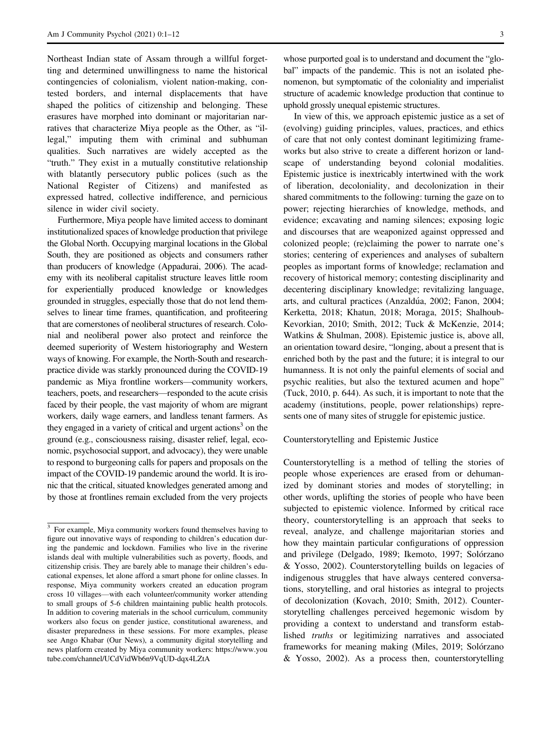Northeast Indian state of Assam through a willful forgetting and determined unwillingness to name the historical contingencies of colonialism, violent nation-making, contested borders, and internal displacements that have shaped the politics of citizenship and belonging. These erasures have morphed into dominant or majoritarian narratives that characterize Miya people as the Other, as "illegal," imputing them with criminal and subhuman qualities. Such narratives are widely accepted as the "truth." They exist in a mutually constitutive relationship with blatantly persecutory public polices (such as the National Register of Citizens) and manifested as expressed hatred, collective indifference, and pernicious silence in wider civil society.

Furthermore, Miya people have limited access to dominant institutionalized spaces of knowledge production that privilege the Global North. Occupying marginal locations in the Global South, they are positioned as objects and consumers rather than producers of knowledge (Appadurai, 2006). The academy with its neoliberal capitalist structure leaves little room for experientially produced knowledge or knowledges grounded in struggles, especially those that do not lend themselves to linear time frames, quantification, and profiteering that are cornerstones of neoliberal structures of research. Colonial and neoliberal power also protect and reinforce the deemed superiority of Western historiography and Western ways of knowing. For example, the North-South and research-practice divide was starkly pronounced during the COVID-19 pandemic as Miya frontline workers—community workers, teachers, poets, and researchers—responded to the acute crisis faced by their people, the vast majority of whom are migrant workers, daily wage earners, and landless tenant farmers. As they engaged in a variety of critical and urgent actions[3] on the ground (e.g., consciousness raising, disaster relief, legal, economic, psychosocial support, and advocacy), they were unable to respond to burgeoning calls for papers and proposals on the impact of the COVID-19 pandemic around the world. It is ironic that the critical, situated knowledges generated among and by those at frontlines remain excluded from the very projects whose purported goal is to understand and document the "global" impacts of the pandemic. This is not an isolated phenomenon, but symptomatic of the coloniality and imperialist structure of academic knowledge production that continue to uphold grossly unequal epistemic structures.

In view of this, we approach epistemic justice as a set of (evolving) guiding principles, values, practices, and ethics of care that not only contest dominant legitimizing frameworks but also strive to create a different horizon or landscape of understanding beyond colonial modalities. Epistemic justice is inextricably intertwined with the work of liberation, decoloniality, and decolonization in their shared commitments to the following: turning the gaze on to power; rejecting hierarchies of knowledge, methods, and evidence; excavating and naming silences; exposing logic and discourses that are weaponized against oppressed and colonized people; (re)claiming the power to narrate one's stories; centering of experiences and analyses of subaltern peoples as important forms of knowledge; reclamation and recovery of historical memory; contesting disciplinarity and decentering disciplinary knowledge; revitalizing language, arts, and cultural practices (Anzaldúa, 2002; Fanon, 2004; Kerketta, 2018; Khatun, 2018; Moraga, 2015; Shalhoub-Kevorkian, 2010; Smith, 2012; Tuck & McKenzie, 2014; Watkins & Shulman, 2008). Epistemic justice is, above all, an orientation toward desire, "longing, about a present that is enriched both by the past and the future; it is integral to our humanness. It is not only the painful elements of social and psychic realities, but also the textured acumen and hope" (Tuck, 2010, p. 644). As such, it is important to note that the academy (institutions, people, power relationships) represents one of many sites of struggle for epistemic justice.

## Counterstorytelling and Epistemic Justice

Counterstorytelling is a method of telling the stories of people whose experiences are erased from or dehumanized by dominant stories and modes of storytelling; in other words, uplifting the stories of people who have been subjected to epistemic violence. Informed by critical race theory, counterstorytelling is an approach that seeks to reveal, analyze, and challenge majoritarian stories and how they maintain particular configurations of oppression and privilege (Delgado, 1989; Ikemoto, 1997; Solórzano & Yosso, 2002). Counterstorytelling builds on legacies of indigenous struggles that have always centered conversations, storytelling, and oral histories as integral to projects of decolonization (Kovach, 2010; Smith, 2012). Counterstorytelling challenges perceived hegemonic wisdom by providing a context to understand and transform established *truths* or legitimizing narratives and associated frameworks for meaning making (Miles, 2019; Solórzano & Yosso, 2002). As a process then, counterstorytelling

---

[3] For example, Miya community workers found themselves having to figure out innovative ways of responding to children's education during the pandemic and lockdown. Families who live in the riverine islands deal with multiple vulnerabilities such as poverty, floods, and citizenship crisis. They are barely able to manage their children's educational expenses, let alone afford a smart phone for online classes. In response, Miya community workers created an education program cross 10 villages—with each volunteer/community worker attending to small groups of 5-6 children maintaining public health protocols. In addition to covering materials in the school curriculum, community workers also focus on gender justice, constitutional awareness, and disaster preparedness in these sessions. For more examples, please see Ango Khabar (Our News), a community digital storytelling and news platform created by Miya community workers: https://www.youtube.com/channel/UCdVidWb6n9VqUD-dqx4LZtA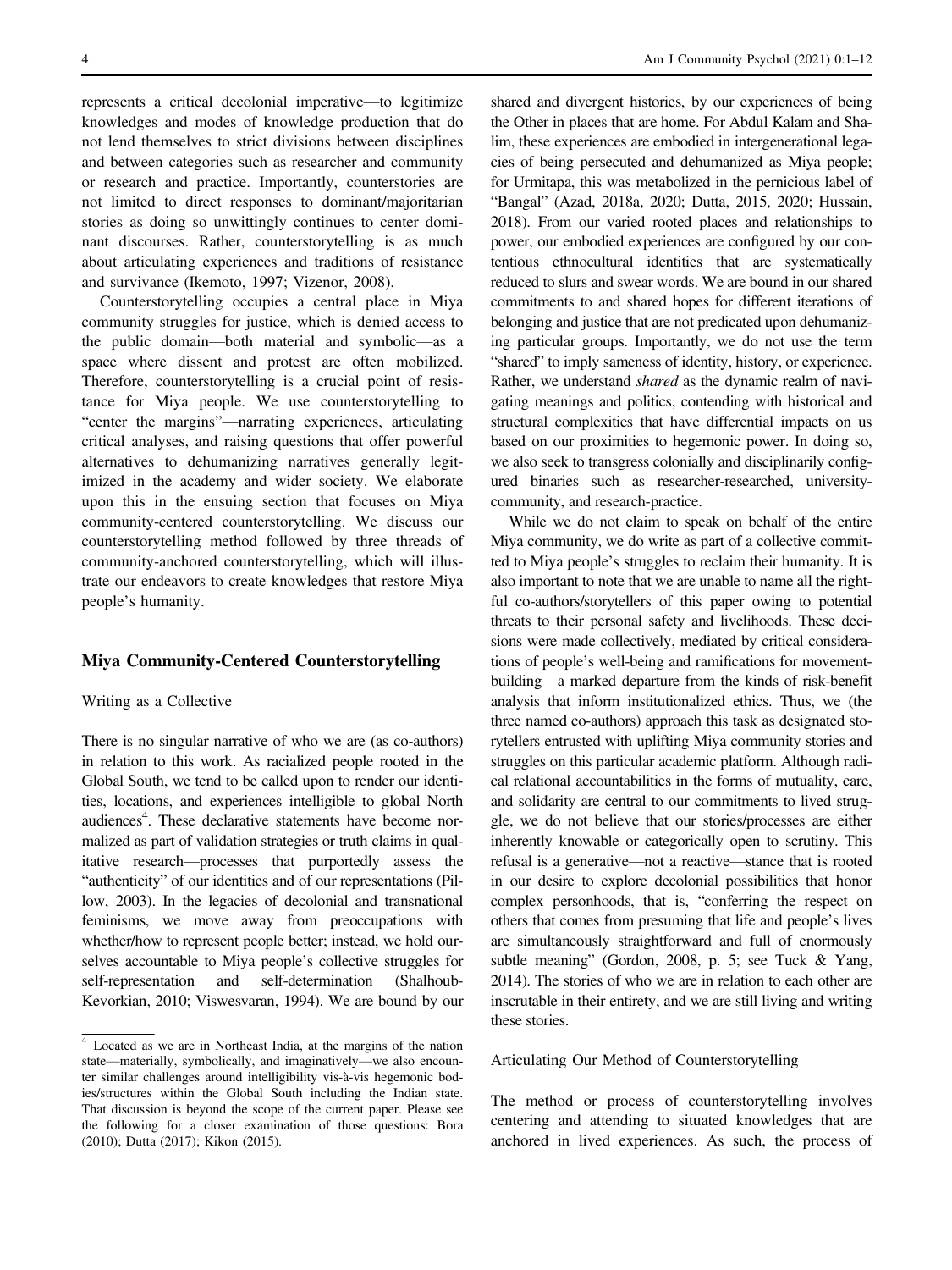represents a critical decolonial imperative—to legitimize knowledges and modes of knowledge production that do not lend themselves to strict divisions between disciplines and between categories such as researcher and community or research and practice. Importantly, counterstories are not limited to direct responses to dominant/majoritarian stories as doing so unwittingly continues to center dominant discourses. Rather, counterstorytelling is as much about articulating experiences and traditions of resistance and survivance (Ikemoto, 1997; Vizenor, 2008).

Counterstorytelling occupies a central place in Miya community struggles for justice, which is denied access to the public domain—both material and symbolic—as a space where dissent and protest are often mobilized. Therefore, counterstorytelling is a crucial point of resistance for Miya people. We use counterstorytelling to "center the margins"—narrating experiences, articulating critical analyses, and raising questions that offer powerful alternatives to dehumanizing narratives generally legitimized in the academy and wider society. We elaborate upon this in the ensuing section that focuses on Miya community-centered counterstorytelling. We discuss our counterstorytelling method followed by three threads of community-anchored counterstorytelling, which will illustrate our endeavors to create knowledges that restore Miya people's humanity.

## Miya Community-Centered Counterstorytelling

### Writing as a Collective

There is no singular narrative of who we are (as co-authors) in relation to this work. As racialized people rooted in the Global South, we tend to be called upon to render our identities, locations, and experiences intelligible to global North audiences[4]. These declarative statements have become normalized as part of validation strategies or truth claims in qualitative research—processes that purportedly assess the "authenticity" of our identities and of our representations (Pillow, 2003). In the legacies of decolonial and transnational feminisms, we move away from preoccupations with whether/how to represent people better; instead, we hold ourselves accountable to Miya people's collective struggles for self-representation and self-determination (Shalhoub-Kevorkian, 2010; Visweswaran, 1994). We are bound by our shared and divergent histories, by our experiences of being the Other in places that are home. For Abdul Kalam and Shalim, these experiences are embodied in intergenerational legacies of being persecuted and dehumanized as Miya people; for Urmitapa, this was metabolized in the pernicious label of "Bangal" (Azad, 2018a, 2020; Dutta, 2015, 2020; Hussain, 2018). From our varied rooted places and relationships to power, our embodied experiences are configured by our contentious ethnocultural identities that are systematically reduced to slurs and swear words. We are bound in our shared commitments to and shared hopes for different iterations of belonging and justice that are not predicated upon dehumanizing particular groups. Importantly, we do not use the term "shared" to imply sameness of identity, history, or experience. Rather, we understand *shared* as the dynamic realm of navigating meanings and politics, contending with historical and structural complexities that have differential impacts on us based on our proximities to hegemonic power. In doing so, we also seek to transgress colonially and disciplinarily configured binaries such as researcher-researched, university-community, and research-practice.

While we do not claim to speak on behalf of the entire Miya community, we do write as part of a collective committed to Miya people's struggles to reclaim their humanity. It is also important to note that we are unable to name all the rightful co-authors/storytellers of this paper owing to potential threats to their personal safety and livelihoods. These decisions were made collectively, mediated by critical considerations of people's well-being and ramifications for movement-building—a marked departure from the kinds of risk-benefit analysis that inform institutionalized ethics. Thus, we (the three named co-authors) approach this task as designated storytellers entrusted with uplifting Miya community stories and struggles on this particular academic platform. Although radical relational accountabilities in the forms of mutuality, care, and solidarity are central to our commitments to lived struggle, we do not believe that our stories/processes are either inherently knowable or categorically open to scrutiny. This refusal is a generative—not a reactive—stance that is rooted in our desire to explore decolonial possibilities that honor complex personhoods, that is, "conferring the respect on others that comes from presuming that life and people's lives are simultaneously straightforward and full of enormously subtle meaning" (Gordon, 2008, p. 5; see Tuck & Yang, 2014). The stories of who we are in relation to each other are inscrutable in their entirety, and we are still living and writing these stories.

### Articulating Our Method of Counterstorytelling

The method or process of counterstorytelling involves centering and attending to situated knowledges that are anchored in lived experiences. As such, the process of

[4] Located as we are in Northeast India, at the margins of the nation state—materially, symbolically, and imaginatively—we also encounter similar challenges around intelligibility vis-à-vis hegemonic bodies/structures within the Global South including the Indian state. That discussion is beyond the scope of the current paper. Please see the following for a closer examination of those questions: Bora (2010); Dutta (2017); Kikon (2015).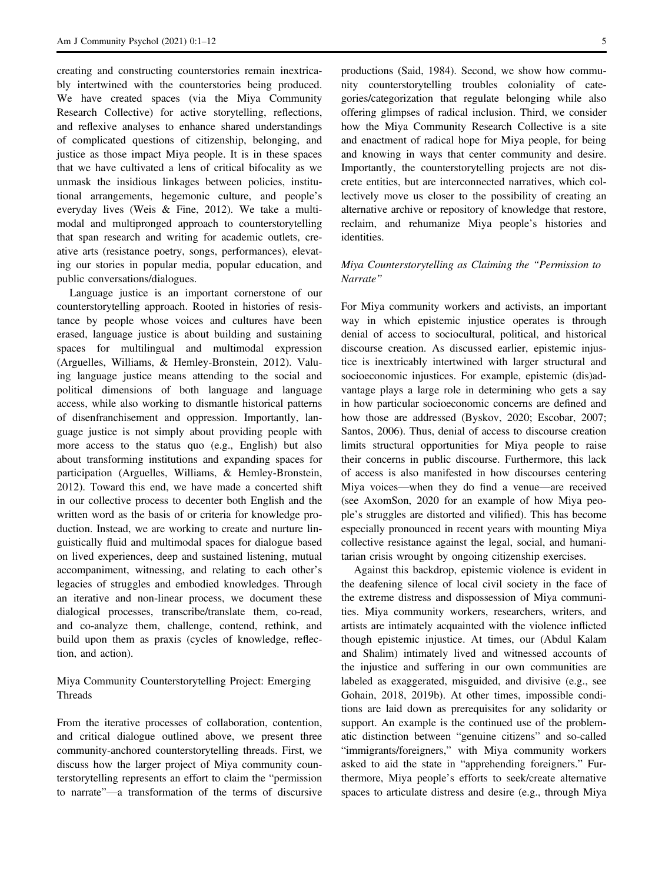creating and constructing counterstories remain inextricably intertwined with the counterstories being produced. We have created spaces (via the Miya Community Research Collective) for active storytelling, reflections, and reflexive analyses to enhance shared understandings of complicated questions of citizenship, belonging, and justice as those impact Miya people. It is in these spaces that we have cultivated a lens of critical bifocality as we unmask the insidious linkages between policies, institutional arrangements, hegemonic culture, and people's everyday lives (Weis & Fine, 2012). We take a multimodal and multipronged approach to counterstorytelling that span research and writing for academic outlets, creative arts (resistance poetry, songs, performances), elevating our stories in popular media, popular education, and public conversations/dialogues.

Language justice is an important cornerstone of our counterstorytelling approach. Rooted in histories of resistance by people whose voices and cultures have been erased, language justice is about building and sustaining spaces for multilingual and multimodal expression (Arguelles, Williams, & Hemley-Bronstein, 2012). Valuing language justice means attending to the social and political dimensions of both language and language access, while also working to dismantle historical patterns of disenfranchisement and oppression. Importantly, language justice is not simply about providing people with more access to the status quo (e.g., English) but also about transforming institutions and expanding spaces for participation (Arguelles, Williams, & Hemley-Bronstein, 2012). Toward this end, we have made a concerted shift in our collective process to decenter both English and the written word as the basis of or criteria for knowledge production. Instead, we are working to create and nurture linguistically fluid and multimodal spaces for dialogue based on lived experiences, deep and sustained listening, mutual accompaniment, witnessing, and relating to each other's legacies of struggles and embodied knowledges. Through an iterative and non-linear process, we document these dialogical processes, transcribe/translate them, co-read, and co-analyze them, challenge, contend, rethink, and build upon them as praxis (cycles of knowledge, reflection, and action).

## Miya Community Counterstorytelling Project: Emerging Threads

From the iterative processes of collaboration, contention, and critical dialogue outlined above, we present three community-anchored counterstorytelling threads. First, we discuss how the larger project of Miya community counterstorytelling represents an effort to claim the "permission to narrate"—a transformation of the terms of discursive productions (Said, 1984). Second, we show how community counterstorytelling troubles coloniality of categories/categorization that regulate belonging while also offering glimpses of radical inclusion. Third, we consider how the Miya Community Research Collective is a site and enactment of radical hope for Miya people, for being and knowing in ways that center community and desire. Importantly, the counterstorytelling projects are not discrete entities, but are interconnected narratives, which collectively move us closer to the possibility of creating an alternative archive or repository of knowledge that restore, reclaim, and rehumanize Miya people's histories and identities.

### *Miya Counterstorytelling as Claiming the "Permission to Narrate"*

For Miya community workers and activists, an important way in which epistemic injustice operates is through denial of access to sociocultural, political, and historical discourse creation. As discussed earlier, epistemic injustice is inextricably intertwined with larger structural and socioeconomic injustices. For example, epistemic (dis)advantage plays a large role in determining who gets a say in how particular socioeconomic concerns are defined and how those are addressed (Byskov, 2020; Escobar, 2007; Santos, 2006). Thus, denial of access to discourse creation limits structural opportunities for Miya people to raise their concerns in public discourse. Furthermore, this lack of access is also manifested in how discourses centering Miya voices—when they do find a venue—are received (see AxomSon, 2020 for an example of how Miya people's struggles are distorted and vilified). This has become especially pronounced in recent years with mounting Miya collective resistance against the legal, social, and humanitarian crisis wrought by ongoing citizenship exercises.

Against this backdrop, epistemic violence is evident in the deafening silence of local civil society in the face of the extreme distress and dispossession of Miya communities. Miya community workers, researchers, writers, and artists are intimately acquainted with the violence inflicted though epistemic injustice. At times, our (Abdul Kalam and Shalim) intimately lived and witnessed accounts of the injustice and suffering in our own communities are labeled as exaggerated, misguided, and divisive (e.g., see Gohain, 2018, 2019b). At other times, impossible conditions are laid down as prerequisites for any solidarity or support. An example is the continued use of the problematic distinction between "genuine citizens" and so-called "immigrants/foreigners," with Miya community workers asked to aid the state in "apprehending foreigners." Furthermore, Miya people's efforts to seek/create alternative spaces to articulate distress and desire (e.g., through Miya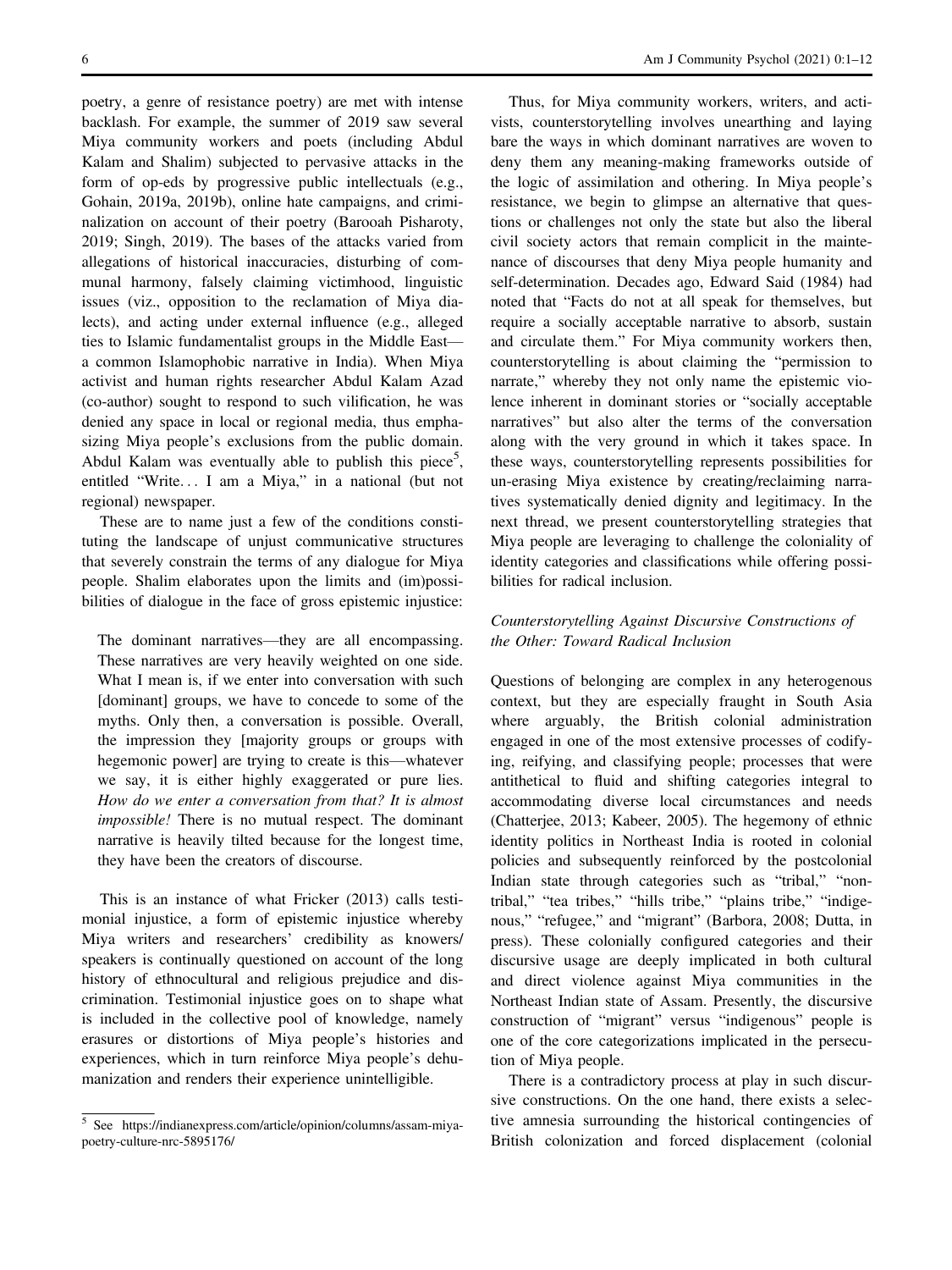poetry, a genre of resistance poetry) are met with intense backlash. For example, the summer of 2019 saw several Miya community workers and poets (including Abdul Kalam and Shalim) subjected to pervasive attacks in the form of op-eds by progressive public intellectuals (e.g., Gohain, 2019a, 2019b), online hate campaigns, and criminalization on account of their poetry (Barooah Pisharoty, 2019; Singh, 2019). The bases of the attacks varied from allegations of historical inaccuracies, disturbing of communal harmony, falsely claiming victimhood, linguistic issues (viz., opposition to the reclamation of Miya dialects), and acting under external influence (e.g., alleged ties to Islamic fundamentalist groups in the Middle East—a common Islamophobic narrative in India). When Miya activist and human rights researcher Abdul Kalam Azad (co-author) sought to respond to such vilification, he was denied any space in local or regional media, thus emphasizing Miya people's exclusions from the public domain. Abdul Kalam was eventually able to publish this piece[5], entitled "Write… I am a Miya," in a national (but not regional) newspaper.

These are to name just a few of the conditions constituting the landscape of unjust communicative structures that severely constrain the terms of any dialogue for Miya people. Shalim elaborates upon the limits and (im)possibilities of dialogue in the face of gross epistemic injustice:

> The dominant narratives—they are all encompassing. These narratives are very heavily weighted on one side. What I mean is, if we enter into conversation with such [dominant] groups, we have to concede to some of the myths. Only then, a conversation is possible. Overall, the impression they [majority groups or groups with hegemonic power] are trying to create is this—whatever we say, it is either highly exaggerated or pure lies. *How do we enter a conversation from that? It is almost impossible!* There is no mutual respect. The dominant narrative is heavily tilted because for the longest time, they have been the creators of discourse.

This is an instance of what Fricker (2013) calls testimonial injustice, a form of epistemic injustice whereby Miya writers and researchers' credibility as knowers/speakers is continually questioned on account of the long history of ethnocultural and religious prejudice and discrimination. Testimonial injustice goes on to shape what is included in the collective pool of knowledge, namely erasures or distortions of Miya people's histories and experiences, which in turn reinforce Miya people's dehumanization and renders their experience unintelligible.

Thus, for Miya community workers, writers, and activists, counterstorytelling involves unearthing and laying bare the ways in which dominant narratives are woven to deny them any meaning-making frameworks outside of the logic of assimilation and othering. In Miya people's resistance, we begin to glimpse an alternative that questions or challenges not only the state but also the liberal civil society actors that remain complicit in the maintenance of discourses that deny Miya people humanity and self-determination. Decades ago, Edward Said (1984) had noted that "Facts do not at all speak for themselves, but require a socially acceptable narrative to absorb, sustain and circulate them." For Miya community workers then, counterstorytelling is about claiming the "permission to narrate," whereby they not only name the epistemic violence inherent in dominant stories or "socially acceptable narratives" but also alter the terms of the conversation along with the very ground in which it takes space. In these ways, counterstorytelling represents possibilities for un-erasing Miya existence by creating/reclaiming narratives systematically denied dignity and legitimacy. In the next thread, we present counterstorytelling strategies that Miya people are leveraging to challenge the coloniality of identity categories and classifications while offering possibilities for radical inclusion.

### *Counterstorytelling Against Discursive Constructions of the Other: Toward Radical Inclusion*

Questions of belonging are complex in any heterogenous context, but they are especially fraught in South Asia where arguably, the British colonial administration engaged in one of the most extensive processes of codifying, reifying, and classifying people; processes that were antithetical to fluid and shifting categories integral to accommodating diverse local circumstances and needs (Chatterjee, 2013; Kabeer, 2005). The hegemony of ethnic identity politics in Northeast India is rooted in colonial policies and subsequently reinforced by the postcolonial Indian state through categories such as "tribal," "non-tribal," "tea tribes," "hills tribe," "plains tribe," "indigenous," "refugee," and "migrant" (Barbora, 2008; Dutta, in press). These colonially configured categories and their discursive usage are deeply implicated in both cultural and direct violence against Miya communities in the Northeast Indian state of Assam. Presently, the discursive construction of "migrant" versus "indigenous" people is one of the core categorizations implicated in the persecution of Miya people.

There is a contradictory process at play in such discursive constructions. On the one hand, there exists a selective amnesia surrounding the historical contingencies of British colonization and forced displacement (colonial

---

[5] See https://indianexpress.com/article/opinion/columns/assam-miya-poetry-culture-nrc-5895176/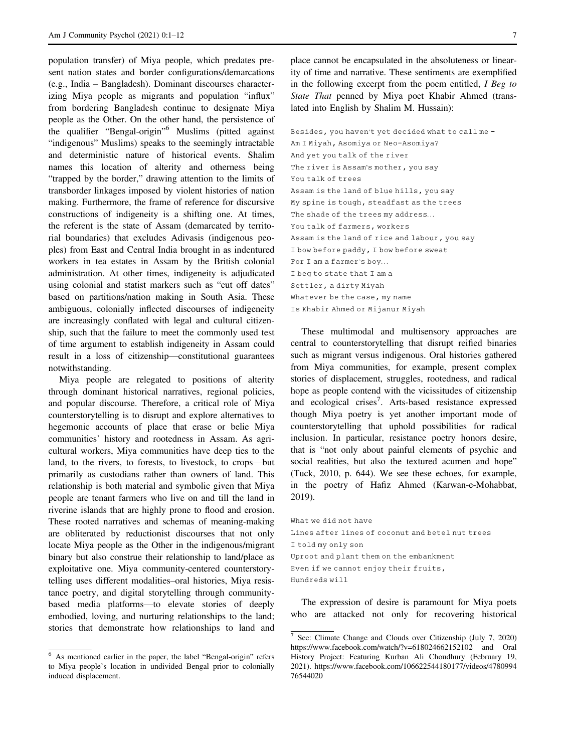population transfer) of Miya people, which predates present nation states and border configurations/demarcations (e.g., India – Bangladesh). Dominant discourses characterizing Miya people as migrants and population "influx" from bordering Bangladesh continue to designate Miya people as the Other. On the other hand, the persistence of the qualifier "Bengal-origin"[6] Muslims (pitted against "indigenous" Muslims) speaks to the seemingly intractable and deterministic nature of historical events. Shalim names this location of alterity and otherness being "trapped by the border," drawing attention to the limits of transborder linkages imposed by violent histories of nation making. Furthermore, the frame of reference for discursive constructions of indigeneity is a shifting one. At times, the referent is the state of Assam (demarcated by territorial boundaries) that excludes Adivasis (indigenous peoples) from East and Central India brought in as indentured workers in tea estates in Assam by the British colonial administration. At other times, indigeneity is adjudicated using colonial and statist markers such as "cut off dates" based on partitions/nation making in South Asia. These ambiguous, colonially inflected discourses of indigeneity are increasingly conflated with legal and cultural citizenship, such that the failure to meet the commonly used test of time argument to establish indigeneity in Assam could result in a loss of citizenship—constitutional guarantees notwithstanding.

Miya people are relegated to positions of alterity through dominant historical narratives, regional policies, and popular discourse. Therefore, a critical role of Miya counterstorytelling is to disrupt and explore alternatives to hegemonic accounts of place that erase or belie Miya communities' history and rootedness in Assam. As agricultural workers, Miya communities have deep ties to the land, to the rivers, to forests, to livestock, to crops—but primarily as custodians rather than owners of land. This relationship is both material and symbolic given that Miya people are tenant farmers who live on and till the land in riverine islands that are highly prone to flood and erosion. These rooted narratives and schemas of meaning-making are obliterated by reductionist discourses that not only locate Miya people as the Other in the indigenous/migrant binary but also construe their relationship to land/place as exploitative one. Miya community-centered counterstorytelling uses different modalities–oral histories, Miya resistance poetry, and digital storytelling through community-based media platforms—to elevate stories of deeply embodied, loving, and nurturing relationships to the land; stories that demonstrate how relationships to land and place cannot be encapsulated in the absoluteness or linearity of time and narrative. These sentiments are exemplified in the following excerpt from the poem entitled, *I Beg to State That* penned by Miya poet Khabir Ahmed (translated into English by Shalim M. Hussain):

```
Besides, you haven't yet decided what to call me -
Am I Miyah, Asomiya or Neo-Asomiya?
And yet you talk of the river
The river is Assam's mother, you say
You talk of trees
Assam is the land of blue hills, you say
My spine is tough, steadfast as the trees
The shade of the trees my address…
You talk of farmers, workers
Assam is the land of rice and labour, you say
I bow before paddy, I bow before sweat
For I am a farmer's boy…
I beg to state that I am a
Settler, a dirty Miyah
Whatever be the case, my name
Is Khabir Ahmed or Mijanur Miyah
```

These multimodal and multisensory approaches are central to counterstorytelling that disrupt reified binaries such as migrant versus indigenous. Oral histories gathered from Miya communities, for example, present complex stories of displacement, struggles, rootedness, and radical hope as people contend with the vicissitudes of citizenship and ecological crises[7]. Arts-based resistance expressed though Miya poetry is yet another important mode of counterstorytelling that uphold possibilities for radical inclusion. In particular, resistance poetry honors desire, that is "not only about painful elements of psychic and social realities, but also the textured acumen and hope" (Tuck, 2010, p. 644). We see these echoes, for example, in the poetry of Hafiz Ahmed (Karwan-e-Mohabbat, 2019).

```
What we did not have
Lines after lines of coconut and betel nut trees
I told my only son
Uproot and plant them on the embankment
Even if we cannot enjoy their fruits,
Hundreds will
```

The expression of desire is paramount for Miya poets who are attacked not only for recovering historical

---

[6] As mentioned earlier in the paper, the label "Bengal-origin" refers to Miya people's location in undivided Bengal prior to colonially induced displacement.

[7] See: Climate Change and Clouds over Citizenship (July 7, 2020) https://www.facebook.com/watch/?v=618024662152102 and Oral History Project: Featuring Kurban Ali Choudhury (February 19, 2021). https://www.facebook.com/106622544180177/videos/478099476544020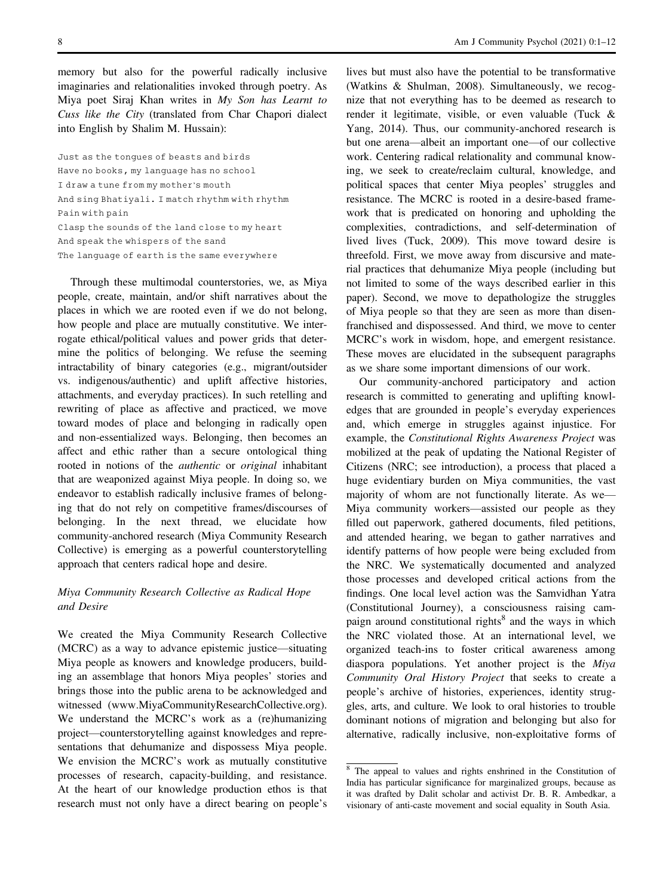memory but also for the powerful radically inclusive imaginaries and relationalities invoked through poetry. As Miya poet Siraj Khan writes in *My Son has Learnt to Cuss like the City* (translated from Char Chapori dialect into English by Shalim M. Hussain):

```
Just as the tongues of beasts and birds
Have no books, my language has no school
I draw a tune from my mother's mouth
And sing Bhatiyali. I match rhythm with rhythm
Pain with pain
Clasp the sounds of the land close to my heart
And speak the whispers of the sand
The language of earth is the same everywhere
```

Through these multimodal counterstories, we, as Miya people, create, maintain, and/or shift narratives about the places in which we are rooted even if we do not belong, how people and place are mutually constitutive. We interrogate ethical/political values and power grids that determine the politics of belonging. We refuse the seeming intractability of binary categories (e.g., migrant/outsider vs. indigenous/authentic) and uplift affective histories, attachments, and everyday practices). In such retelling and rewriting of place as affective and practiced, we move toward modes of place and belonging in radically open and non-essentialized ways. Belonging, then becomes an affect and ethic rather than a secure ontological thing rooted in notions of the *authentic* or *original* inhabitant that are weaponized against Miya people. In doing so, we endeavor to establish radically inclusive frames of belonging that do not rely on competitive frames/discourses of belonging. In the next thread, we elucidate how community-anchored research (Miya Community Research Collective) is emerging as a powerful counterstorytelling approach that centers radical hope and desire.

### *Miya Community Research Collective as Radical Hope and Desire*

We created the Miya Community Research Collective (MCRC) as a way to advance epistemic justice—situating Miya people as knowers and knowledge producers, building an assemblage that honors Miya peoples' stories and brings those into the public arena to be acknowledged and witnessed (www.MiyaCommunityResearchCollective.org). We understand the MCRC's work as a (re)humanizing project—counterstorytelling against knowledges and representations that dehumanize and dispossess Miya people. We envision the MCRC's work as mutually constitutive processes of research, capacity-building, and resistance. At the heart of our knowledge production ethos is that research must not only have a direct bearing on people's lives but must also have the potential to be transformative (Watkins & Shulman, 2008). Simultaneously, we recognize that not everything has to be deemed as research to render it legitimate, visible, or even valuable (Tuck & Yang, 2014). Thus, our community-anchored research is but one arena—albeit an important one—of our collective work. Centering radical relationality and communal knowing, we seek to create/reclaim cultural, knowledge, and political spaces that center Miya peoples' struggles and resistance. The MCRC is rooted in a desire-based framework that is predicated on honoring and upholding the complexities, contradictions, and self-determination of lived lives (Tuck, 2009). This move toward desire is threefold. First, we move away from discursive and material practices that dehumanize Miya people (including but not limited to some of the ways described earlier in this paper). Second, we move to depathologize the struggles of Miya people so that they are seen as more than disenfranchised and dispossessed. And third, we move to center MCRC's work in wisdom, hope, and emergent resistance. These moves are elucidated in the subsequent paragraphs as we share some important dimensions of our work.

Our community-anchored participatory and action research is committed to generating and uplifting knowledges that are grounded in people's everyday experiences and, which emerge in struggles against injustice. For example, the *Constitutional Rights Awareness Project* was mobilized at the peak of updating the National Register of Citizens (NRC; see introduction), a process that placed a huge evidentiary burden on Miya communities, the vast majority of whom are not functionally literate. As we—Miya community workers—assisted our people as they filled out paperwork, gathered documents, filed petitions, and attended hearing, we began to gather narratives and identify patterns of how people were being excluded from the NRC. We systematically documented and analyzed those processes and developed critical actions from the findings. One local level action was the Samvidhan Yatra (Constitutional Journey), a consciousness raising campaign around constitutional rights[8] and the ways in which the NRC violated those. At an international level, we organized teach-ins to foster critical awareness among diaspora populations. Yet another project is the *Miya Community Oral History Project* that seeks to create a people's archive of histories, experiences, identity struggles, arts, and culture. We look to oral histories to trouble dominant notions of migration and belonging but also for alternative, radically inclusive, non-exploitative forms of

[8] The appeal to values and rights enshrined in the Constitution of India has particular significance for marginalized groups, because as it was drafted by Dalit scholar and activist Dr. B. R. Ambedkar, a visionary of anti-caste movement and social equality in South Asia.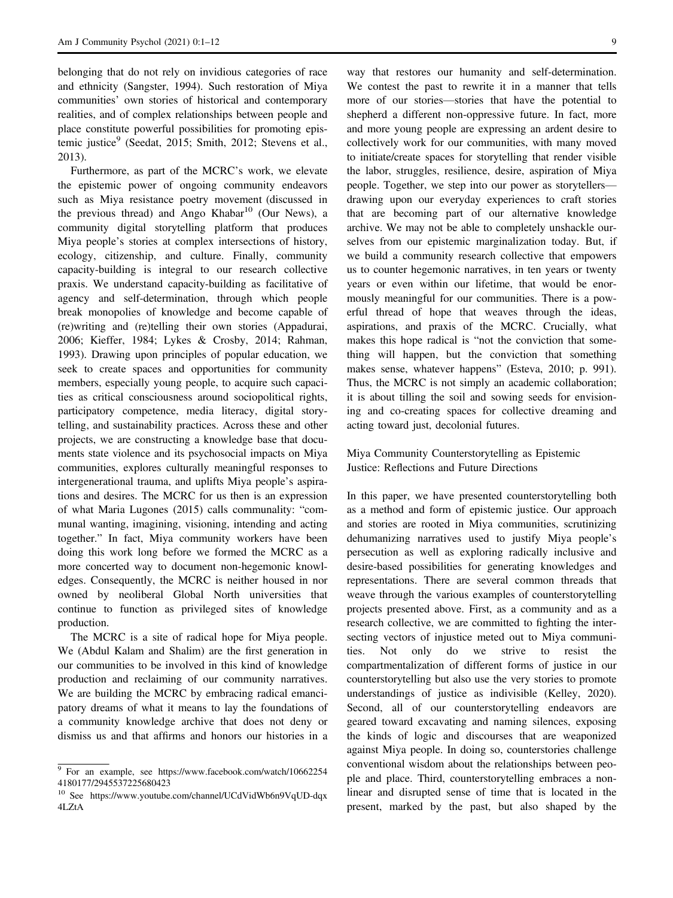belonging that do not rely on invidious categories of race and ethnicity (Sangster, 1994). Such restoration of Miya communities' own stories of historical and contemporary realities, and of complex relationships between people and place constitute powerful possibilities for promoting epistemic justice[9] (Seedat, 2015; Smith, 2012; Stevens et al., 2013).

Furthermore, as part of the MCRC's work, we elevate the epistemic power of ongoing community endeavors such as Miya resistance poetry movement (discussed in the previous thread) and Ango Khabar[10] (Our News), a community digital storytelling platform that produces Miya people's stories at complex intersections of history, ecology, citizenship, and culture. Finally, community capacity-building is integral to our research collective praxis. We understand capacity-building as facilitative of agency and self-determination, through which people break monopolies of knowledge and become capable of (re)writing and (re)telling their own stories (Appadurai, 2006; Kieffer, 1984; Lykes & Crosby, 2014; Rahman, 1993). Drawing upon principles of popular education, we seek to create spaces and opportunities for community members, especially young people, to acquire such capacities as critical consciousness around sociopolitical rights, participatory competence, media literacy, digital storytelling, and sustainability practices. Across these and other projects, we are constructing a knowledge base that documents state violence and its psychosocial impacts on Miya communities, explores culturally meaningful responses to intergenerational trauma, and uplifts Miya people's aspirations and desires. The MCRC for us then is an expression of what Maria Lugones (2015) calls communality: "communal wanting, imagining, visioning, intending and acting together." In fact, Miya community workers have been doing this work long before we formed the MCRC as a more concerted way to document non-hegemonic knowledges. Consequently, the MCRC is neither housed in nor owned by neoliberal Global North universities that continue to function as privileged sites of knowledge production.

The MCRC is a site of radical hope for Miya people. We (Abdul Kalam and Shalim) are the first generation in our communities to be involved in this kind of knowledge production and reclaiming of our community narratives. We are building the MCRC by embracing radical emancipatory dreams of what it means to lay the foundations of a community knowledge archive that does not deny or dismiss us and that affirms and honors our histories in a way that restores our humanity and self-determination. We contest the past to rewrite it in a manner that tells more of our stories—stories that have the potential to shepherd a different non-oppressive future. In fact, more and more young people are expressing an ardent desire to collectively work for our communities, with many moved to initiate/create spaces for storytelling that render visible the labor, struggles, resilience, desire, aspiration of Miya people. Together, we step into our power as storytellers—drawing upon our everyday experiences to craft stories that are becoming part of our alternative knowledge archive. We may not be able to completely unshackle ourselves from our epistemic marginalization today. But, if we build a community research collective that empowers us to counter hegemonic narratives, in ten years or twenty years or even within our lifetime, that would be enormously meaningful for our communities. There is a powerful thread of hope that weaves through the ideas, aspirations, and praxis of the MCRC. Crucially, what makes this hope radical is "not the conviction that something will happen, but the conviction that something makes sense, whatever happens" (Esteva, 2010; p. 991). Thus, the MCRC is not simply an academic collaboration; it is about tilling the soil and sowing seeds for envisioning and co-creating spaces for collective dreaming and acting toward just, decolonial futures.

## Miya Community Counterstorytelling as Epistemic Justice: Reflections and Future Directions

In this paper, we have presented counterstorytelling both as a method and form of epistemic justice. Our approach and stories are rooted in Miya communities, scrutinizing dehumanizing narratives used to justify Miya people's persecution as well as exploring radically inclusive and desire-based possibilities for generating knowledges and representations. There are several common threads that weave through the various examples of counterstorytelling projects presented above. First, as a community and as a research collective, we are committed to fighting the intersecting vectors of injustice meted out to Miya communities. Not only do we strive to resist the compartmentalization of different forms of justice in our counterstorytelling but also use the very stories to promote understandings of justice as indivisible (Kelley, 2020). Second, all of our counterstorytelling endeavors are geared toward excavating and naming silences, exposing the kinds of logic and discourses that are weaponized against Miya people. In doing so, counterstories challenge conventional wisdom about the relationships between people and place. Third, counterstorytelling embraces a non-linear and disrupted sense of time that is located in the present, marked by the past, but also shaped by the

---

[9] For an example, see https://www.facebook.com/watch/106622544180177/2945537225680423

[10] See https://www.youtube.com/channel/UCdVidWb6n9VqUD-dqx4LZtA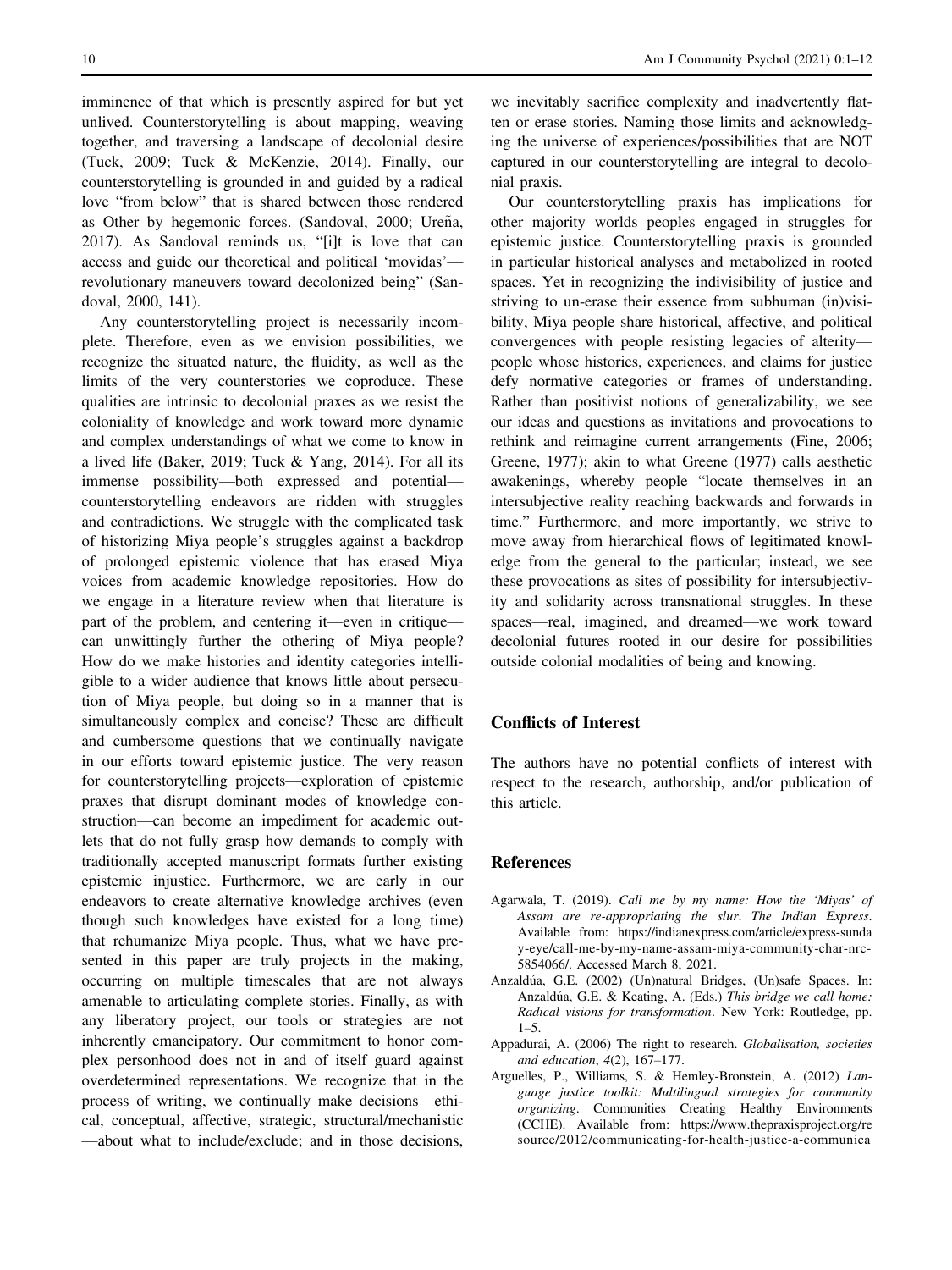imminence of that which is presently aspired for but yet unlived. Counterstorytelling is about mapping, weaving together, and traversing a landscape of decolonial desire (Tuck, 2009; Tuck & McKenzie, 2014). Finally, our counterstorytelling is grounded in and guided by a radical love "from below" that is shared between those rendered as Other by hegemonic forces. (Sandoval, 2000; Ureña, 2017). As Sandoval reminds us, "[i]t is love that can access and guide our theoretical and political 'movidas'—revolutionary maneuvers toward decolonized being" (Sandoval, 2000, 141).

Any counterstorytelling project is necessarily incomplete. Therefore, even as we envision possibilities, we recognize the situated nature, the fluidity, as well as the limits of the very counterstories we coproduce. These qualities are intrinsic to decolonial praxes as we resist the coloniality of knowledge and work toward more dynamic and complex understandings of what we come to know in a lived life (Baker, 2019; Tuck & Yang, 2014). For all its immense possibility—both expressed and potential—counterstorytelling endeavors are ridden with struggles and contradictions. We struggle with the complicated task of historizing Miya people's struggles against a backdrop of prolonged epistemic violence that has erased Miya voices from academic knowledge repositories. How do we engage in a literature review when that literature is part of the problem, and centering it—even in critique—can unwittingly further the othering of Miya people? How do we make histories and identity categories intelligible to a wider audience that knows little about persecution of Miya people, but doing so in a manner that is simultaneously complex and concise? These are difficult and cumbersome questions that we continually navigate in our efforts toward epistemic justice. The very reason for counterstorytelling projects—exploration of epistemic praxes that disrupt dominant modes of knowledge construction—can become an impediment for academic outlets that do not fully grasp how demands to comply with traditionally accepted manuscript formats further existing epistemic injustice. Furthermore, we are early in our endeavors to create alternative knowledge archives (even though such knowledges have existed for a long time) that rehumanize Miya people. Thus, what we have presented in this paper are truly projects in the making, occurring on multiple timescales that are not always amenable to articulating complete stories. Finally, as with any liberatory project, our tools or strategies are not inherently emancipatory. Our commitment to honor complex personhood does not in and of itself guard against overdetermined representations. We recognize that in the process of writing, we continually make decisions—ethical, conceptual, affective, strategic, structural/mechanistic—about what to include/exclude; and in those decisions, we inevitably sacrifice complexity and inadvertently flatten or erase stories. Naming those limits and acknowledging the universe of experiences/possibilities that are NOT captured in our counterstorytelling are integral to decolonial praxis.

Our counterstorytelling praxis has implications for other majority worlds peoples engaged in struggles for epistemic justice. Counterstorytelling praxis is grounded in particular historical analyses and metabolized in rooted spaces. Yet in recognizing the indivisibility of justice and striving to un-erase their essence from subhuman (in)visibility, Miya people share historical, affective, and political convergences with people resisting legacies of alterity—people whose histories, experiences, and claims for justice defy normative categories or frames of understanding. Rather than positivist notions of generalizability, we see our ideas and questions as invitations and provocations to rethink and reimagine current arrangements (Fine, 2006; Greene, 1977); akin to what Greene (1977) calls aesthetic awakenings, whereby people "locate themselves in an intersubjective reality reaching backwards and forwards in time." Furthermore, and more importantly, we strive to move away from hierarchical flows of legitimated knowledge from the general to the particular; instead, we see these provocations as sites of possibility for intersubjectivity and solidarity across transnational struggles. In these spaces—real, imagined, and dreamed—we work toward decolonial futures rooted in our desire for possibilities outside colonial modalities of being and knowing.

## Conflicts of Interest

The authors have no potential conflicts of interest with respect to the research, authorship, and/or publication of this article.

## References

Agarwala, T. (2019). *Call me by my name: How the 'Miyas' of Assam are re-appropriating the slur*. *The Indian Express*. Available from: https://indianexpress.com/article/express-sunday-eye/call-me-by-my-name-assam-miya-community-char-nrc-5854066/. Accessed March 8, 2021.

Anzaldúa, G.E. (2002) (Un)natural Bridges, (Un)safe Spaces. In: Anzaldúa, G.E. & Keating, A. (Eds.) *This bridge we call home: Radical visions for transformation*. New York: Routledge, pp. 1–5.

Appadurai, A. (2006) The right to research. *Globalisation, societies and education*, *4*(2), 167–177.

Arguelles, P., Williams, S. & Hemley-Bronstein, A. (2012) *Language justice toolkit: Multilingual strategies for community organizing*. Communities Creating Healthy Environments (CCHE). Available from: https://www.thepraxisproject.org/resource/2012/communicating-for-health-justice-a-communica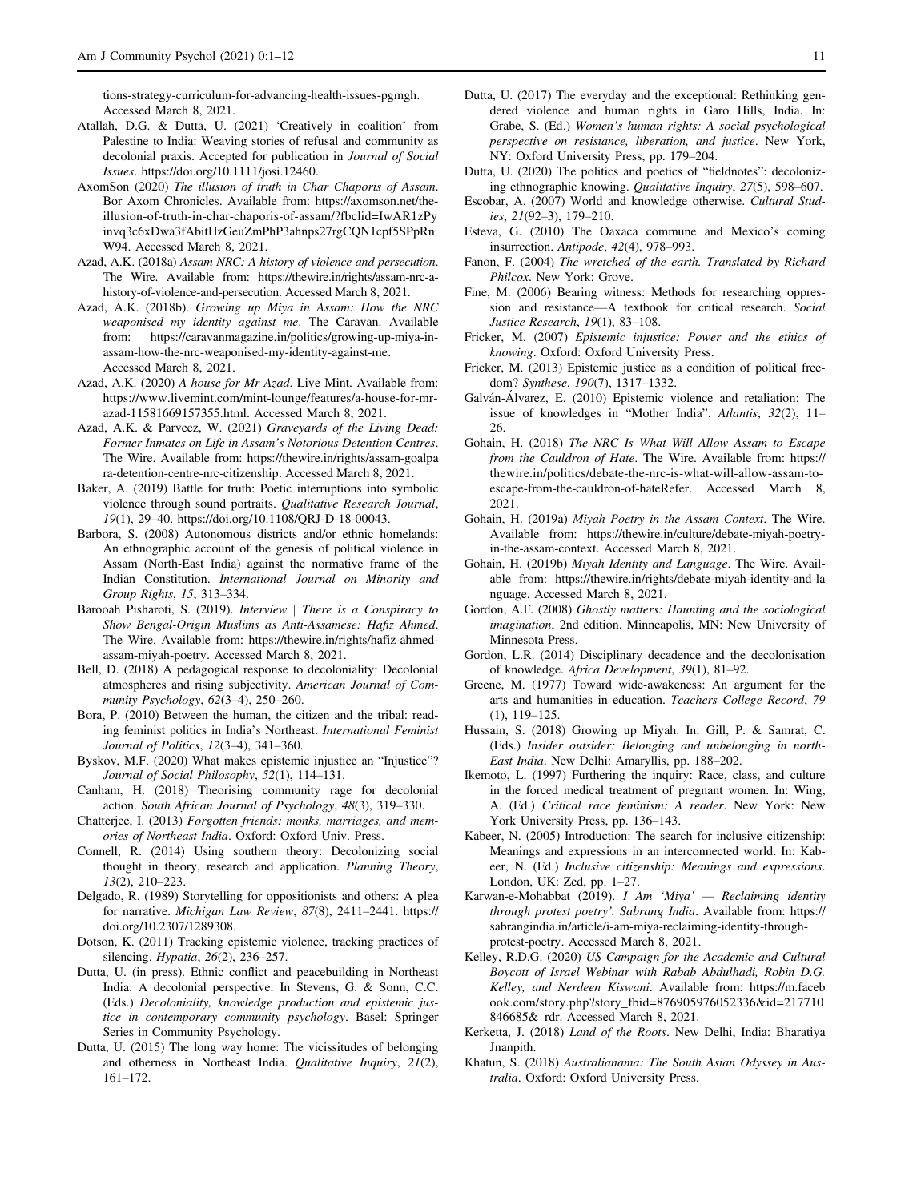tions-strategy-curriculum-for-advancing-health-issues-pgmgh. Accessed March 8, 2021.

Atallah, D.G. & Dutta, U. (2021) 'Creatively in coalition' from Palestine to India: Weaving stories of refusal and community as decolonial praxis. Accepted for publication in *Journal of Social Issues*. https://doi.org/10.1111/josi.12460.

AxomSon (2020) *The illusion of truth in Char Chaporis of Assam*. Bor Axom Chronicles. Available from: https://axomson.net/the-illusion-of-truth-in-char-chaporis-of-assam/?fbclid=IwAR1zPyinvq3c6xDwa3fAbitHzGeuZmPhP3ahnps27rgCQN1cpf5SPpRnW94. Accessed March 8, 2021.

Azad, A.K. (2018a) *Assam NRC: A history of violence and persecution*. The Wire. Available from: https://thewire.in/rights/assam-nrc-a-history-of-violence-and-persecution. Accessed March 8, 2021.

Azad, A.K. (2018b). *Growing up Miya in Assam: How the NRC weaponised my identity against me*. The Caravan. Available from: https://caravanmagazine.in/politics/growing-up-miya-in-assam-how-the-nrc-weaponised-my-identity-against-me. Accessed March 8, 2021.

Azad, A.K. (2020) *A house for Mr Azad*. Live Mint. Available from: https://www.livemint.com/mint-lounge/features/a-house-for-mr-azad-11581669157355.html. Accessed March 8, 2021.

Azad, A.K. & Parveez, W. (2021) *Graveyards of the Living Dead: Former Inmates on Life in Assam's Notorious Detention Centres*. The Wire. Available from: https://thewire.in/rights/assam-goalpara-detention-centre-nrc-citizenship. Accessed March 8, 2021.

Baker, A. (2019) Battle for truth: Poetic interruptions into symbolic violence through sound portraits. *Qualitative Research Journal*, *19*(1), 29–40. https://doi.org/10.1108/QRJ-D-18-00043.

Barbora, S. (2008) Autonomous districts and/or ethnic homelands: An ethnographic account of the genesis of political violence in Assam (North-East India) against the normative frame of the Indian Constitution. *International Journal on Minority and Group Rights*, *15*, 313–334.

Barooah Pisharoti, S. (2019). *Interview | There is a Conspiracy to Show Bengal-Origin Muslims as Anti-Assamese: Hafiz Ahmed*. The Wire. Available from: https://thewire.in/rights/hafiz-ahmed-assam-miyah-poetry. Accessed March 8, 2021.

Bell, D. (2018) A pedagogical response to decoloniality: Decolonial atmospheres and rising subjectivity. *American Journal of Community Psychology*, *62*(3–4), 250–260.

Bora, P. (2010) Between the human, the citizen and the tribal: reading feminist politics in India's Northeast. *International Feminist Journal of Politics*, *12*(3–4), 341–360.

Byskov, M.F. (2020) What makes epistemic injustice an "Injustice"? *Journal of Social Philosophy*, *52*(1), 114–131.

Canham, H. (2018) Theorising community rage for decolonial action. *South African Journal of Psychology*, *48*(3), 319–330.

Chatterjee, I. (2013) *Forgotten friends: monks, marriages, and memories of Northeast India*. Oxford: Oxford Univ. Press.

Connell, R. (2014) Using southern theory: Decolonizing social thought in theory, research and application. *Planning Theory*, *13*(2), 210–223.

Delgado, R. (1989) Storytelling for oppositionists and others: A plea for narrative. *Michigan Law Review*, *87*(8), 2411–2441. https://doi.org/10.2307/1289308.

Dotson, K. (2011) Tracking epistemic violence, tracking practices of silencing. *Hypatia*, *26*(2), 236–257.

Dutta, U. (in press). Ethnic conflict and peacebuilding in Northeast India: A decolonial perspective. In Stevens, G. & Sonn, C.C. (Eds.) *Decoloniality, knowledge production and epistemic justice in contemporary community psychology*. Basel: Springer Series in Community Psychology.

Dutta, U. (2015) The long way home: The vicissitudes of belonging and otherness in Northeast India. *Qualitative Inquiry*, *21*(2), 161–172.

Dutta, U. (2017) The everyday and the exceptional: Rethinking gendered violence and human rights in Garo Hills, India. In: Grabe, S. (Ed.) *Women's human rights: A social psychological perspective on resistance, liberation, and justice*. New York, NY: Oxford University Press, pp. 179–204.

Dutta, U. (2020) The politics and poetics of "fieldnotes": decolonizing ethnographic knowing. *Qualitative Inquiry*, *27*(5), 598–607.

Escobar, A. (2007) World and knowledge otherwise. *Cultural Studies*, *21*(92–3), 179–210.

Esteva, G. (2010) The Oaxaca commune and Mexico's coming insurrection. *Antipode*, *42*(4), 978–993.

Fanon, F. (2004) *The wretched of the earth. Translated by Richard Philcox*. New York: Grove.

Fine, M. (2006) Bearing witness: Methods for researching oppression and resistance—A textbook for critical research. *Social Justice Research*, *19*(1), 83–108.

Fricker, M. (2007) *Epistemic injustice: Power and the ethics of knowing*. Oxford: Oxford University Press.

Fricker, M. (2013) Epistemic justice as a condition of political freedom? *Synthese*, *190*(7), 1317–1332.

Galván-Álvarez, E. (2010) Epistemic violence and retaliation: The issue of knowledges in "Mother India". *Atlantis*, *32*(2), 11–26.

Gohain, H. (2018) *The NRC Is What Will Allow Assam to Escape from the Cauldron of Hate*. The Wire. Available from: https://thewire.in/politics/debate-the-nrc-is-what-will-allow-assam-to-escape-from-the-cauldron-of-hateRefer. Accessed March 8, 2021.

Gohain, H. (2019a) *Miyah Poetry in the Assam Context*. The Wire. Available from: https://thewire.in/culture/debate-miyah-poetry-in-the-assam-context. Accessed March 8, 2021.

Gohain, H. (2019b) *Miyah Identity and Language*. The Wire. Available from: https://thewire.in/rights/debate-miyah-identity-and-language. Accessed March 8, 2021.

Gordon, A.F. (2008) *Ghostly matters: Haunting and the sociological imagination*, 2nd edition. Minneapolis, MN: New University of Minnesota Press.

Gordon, L.R. (2014) Disciplinary decadence and the decolonisation of knowledge. *Africa Development*, *39*(1), 81–92.

Greene, M. (1977) Toward wide-awakeness: An argument for the arts and humanities in education. *Teachers College Record*, *79* (1), 119–125.

Hussain, S. (2018) Growing up Miyah. In: Gill, P. & Samrat, C. (Eds.) *Insider outsider: Belonging and unbelonging in north-East India*. New Delhi: Amaryllis, pp. 188–202.

Ikemoto, L. (1997) Furthering the inquiry: Race, class, and culture in the forced medical treatment of pregnant women. In: Wing, A. (Ed.) *Critical race feminism: A reader*. New York: New York University Press, pp. 136–143.

Kabeer, N. (2005) Introduction: The search for inclusive citizenship: Meanings and expressions in an interconnected world. In: Kabeer, N. (Ed.) *Inclusive citizenship: Meanings and expressions*. London, UK: Zed, pp. 1–27.

Karwan-e-Mohabbat (2019). *I Am 'Miya' — Reclaiming identity through protest poetry'. Sabrang India*. Available from: https://sabrangindia.in/article/i-am-miya-reclaiming-identity-through-protest-poetry. Accessed March 8, 2021.

Kelley, R.D.G. (2020) *US Campaign for the Academic and Cultural Boycott of Israel Webinar with Rabab Abdulhadi, Robin D.G. Kelley, and Nerdeen Kiswani*. Available from: https://m.facebook.com/story.php?story_fbid=876905976052336&id=217710846685&_rdr. Accessed March 8, 2021.

Kerketta, J. (2018) *Land of the Roots*. New Delhi, India: Bharatiya Jnanpith.

Khatun, S. (2018) *Australianama: The South Asian Odyssey in Australia*. Oxford: Oxford University Press.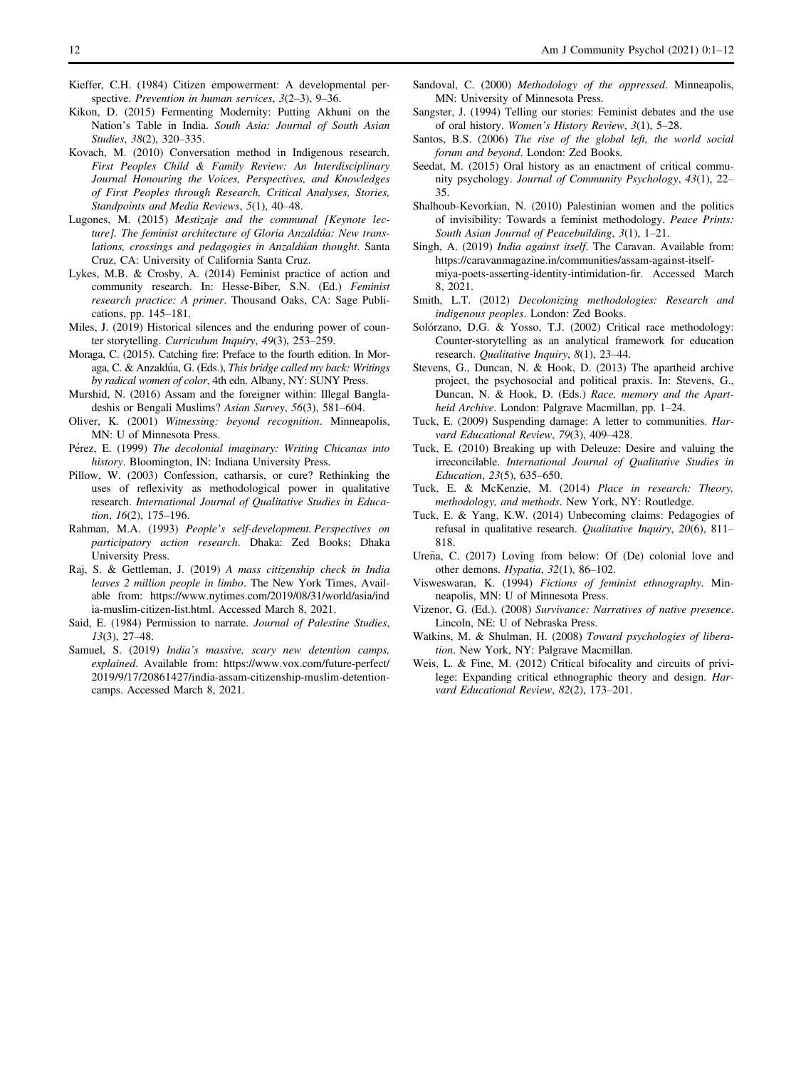Kieffer, C.H. (1984) Citizen empowerment: A developmental perspective. *Prevention in human services*, *3*(2–3), 9–36.

Kikon, D. (2015) Fermenting Modernity: Putting Akhuni on the Nation's Table in India. *South Asia: Journal of South Asian Studies*, *38*(2), 320–335.

Kovach, M. (2010) Conversation method in Indigenous research. *First Peoples Child & Family Review: An Interdisciplinary Journal Honouring the Voices, Perspectives, and Knowledges of First Peoples through Research, Critical Analyses, Stories, Standpoints and Media Reviews*, *5*(1), 40–48.

Lugones, M. (2015) *Mestizaje and the communal [Keynote lecture]. The feminist architecture of Gloria Anzaldúa: New translations, crossings and pedagogies in Anzaldúan thought*. Santa Cruz, CA: University of California Santa Cruz.

Lykes, M.B. & Crosby, A. (2014) Feminist practice of action and community research. In: Hesse-Biber, S.N. (Ed.) *Feminist research practice: A primer*. Thousand Oaks, CA: Sage Publications, pp. 145–181.

Miles, J. (2019) Historical silences and the enduring power of counter storytelling. *Curriculum Inquiry*, *49*(3), 253–259.

Moraga, C. (2015). Catching fire: Preface to the fourth edition. In Moraga, C. & Anzaldúa, G. (Eds.), *This bridge called my back: Writings by radical women of color*, 4th edn. Albany, NY: SUNY Press.

Murshid, N. (2016) Assam and the foreigner within: Illegal Bangladeshis or Bengali Muslims? *Asian Survey*, *56*(3), 581–604.

Oliver, K. (2001) *Witnessing: beyond recognition*. Minneapolis, MN: U of Minnesota Press.

Pérez, E. (1999) *The decolonial imaginary: Writing Chicanas into history*. Bloomington, IN: Indiana University Press.

Pillow, W. (2003) Confession, catharsis, or cure? Rethinking the uses of reflexivity as methodological power in qualitative research. *International Journal of Qualitative Studies in Education*, *16*(2), 175–196.

Rahman, M.A. (1993) *People's self-development. Perspectives on participatory action research*. Dhaka: Zed Books; Dhaka University Press.

Raj, S. & Gettleman, J. (2019) *A mass citizenship check in India leaves 2 million people in limbo*. The New York Times, Available from: https://www.nytimes.com/2019/08/31/world/asia/india-muslim-citizen-list.html. Accessed March 8, 2021.

Said, E. (1984) Permission to narrate. *Journal of Palestine Studies*, *13*(3), 27–48.

Samuel, S. (2019) *India's massive, scary new detention camps, explained*. Available from: https://www.vox.com/future-perfect/2019/9/17/20861427/india-assam-citizenship-muslim-detention-camps. Accessed March 8, 2021.

Sandoval, C. (2000) *Methodology of the oppressed*. Minneapolis, MN: University of Minnesota Press.

Sangster, J. (1994) Telling our stories: Feminist debates and the use of oral history. *Women's History Review*, *3*(1), 5–28.

Santos, B.S. (2006) *The rise of the global left, the world social forum and beyond*. London: Zed Books.

Seedat, M. (2015) Oral history as an enactment of critical community psychology. *Journal of Community Psychology*, *43*(1), 22–35.

Shalhoub-Kevorkian, N. (2010) Palestinian women and the politics of invisibility: Towards a feminist methodology. *Peace Prints: South Asian Journal of Peacebuilding*, *3*(1), 1–21.

Singh, A. (2019) *India against itself*. The Caravan. Available from: https://caravanmagazine.in/communities/assam-against-itself-miya-poets-asserting-identity-intimidation-fir. Accessed March 8, 2021.

Smith, L.T. (2012) *Decolonizing methodologies: Research and indigenous peoples*. London: Zed Books.

Solórzano, D.G. & Yosso, T.J. (2002) Critical race methodology: Counter-storytelling as an analytical framework for education research. *Qualitative Inquiry*, *8*(1), 23–44.

Stevens, G., Duncan, N. & Hook, D. (2013) The apartheid archive project, the psychosocial and political praxis. In: Stevens, G., Duncan, N. & Hook, D. (Eds.) *Race, memory and the Apartheid Archive*. London: Palgrave Macmillan, pp. 1–24.

Tuck, E. (2009) Suspending damage: A letter to communities. *Harvard Educational Review*, *79*(3), 409–428.

Tuck, E. (2010) Breaking up with Deleuze: Desire and valuing the irreconcilable. *International Journal of Qualitative Studies in Education*, *23*(5), 635–650.

Tuck, E. & McKenzie, M. (2014) *Place in research: Theory, methodology, and methods*. New York, NY: Routledge.

Tuck, E. & Yang, K.W. (2014) Unbecoming claims: Pedagogies of refusal in qualitative research. *Qualitative Inquiry*, *20*(6), 811–818.

Ureña, C. (2017) Loving from below: Of (De) colonial love and other demons. *Hypatia*, *32*(1), 86–102.

Visweswaran, K. (1994) *Fictions of feminist ethnography*. Minneapolis, MN: U of Minnesota Press.

Vizenor, G. (Ed.). (2008) *Survivance: Narratives of native presence*. Lincoln, NE: U of Nebraska Press.

Watkins, M. & Shulman, H. (2008) *Toward psychologies of liberation*. New York, NY: Palgrave Macmillan.

Weis, L. & Fine, M. (2012) Critical bifocality and circuits of privilege: Expanding critical ethnographic theory and design. *Harvard Educational Review*, *82*(2), 173–201.